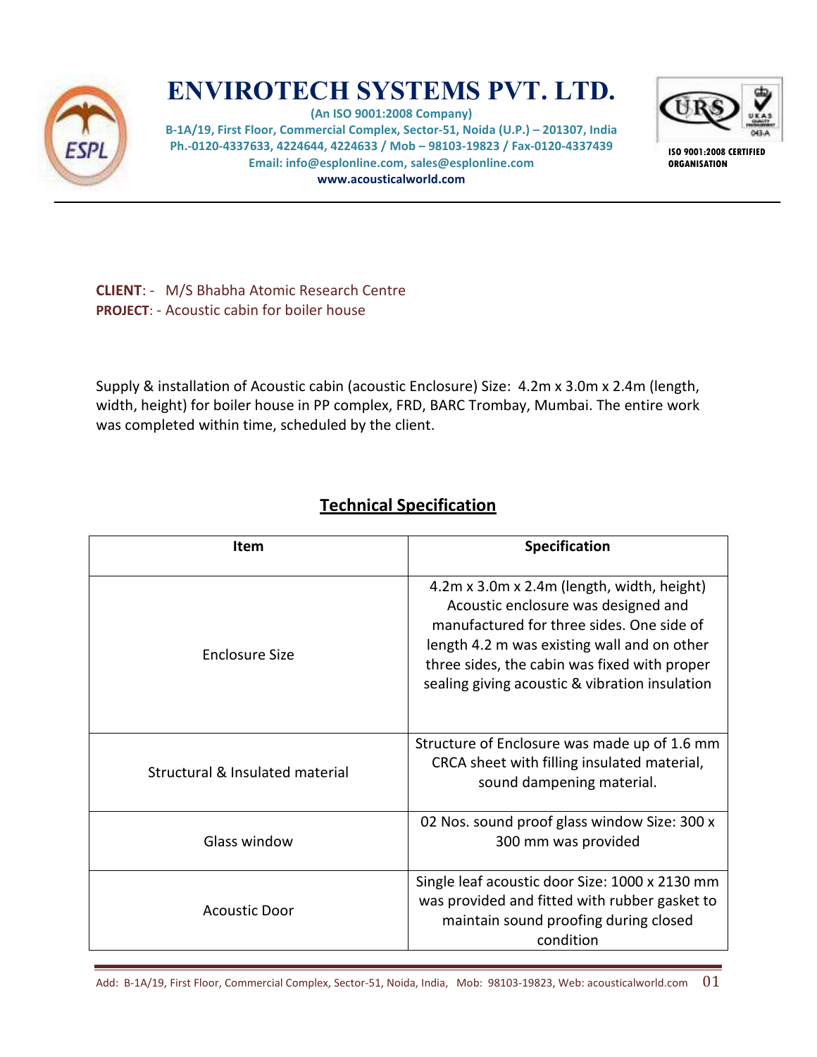# ENVIROTECH SYSTEMS PVT. LTD.

**(An ISO 9001:2008 Company)**
**B-1A/19, First Floor, Commercial Complex, Sector-51, Noida (U.P.) – 201307, India**
**Ph.-0120-4337633, 4224644, 4224633 / Mob – 98103-19823 / Fax-0120-4337439**
**Email: info@esplonline.com, sales@esplonline.com**
**www.acousticalworld.com**

**ISO 9001:2008 CERTIFIED ORGANISATION**

---

**CLIENT**: - M/S Bhabha Atomic Research Centre
**PROJECT**: - Acoustic cabin for boiler house

Supply & installation of Acoustic cabin (acoustic Enclosure) Size: 4.2m x 3.0m x 2.4m (length, width, height) for boiler house in PP complex, FRD, BARC Trombay, Mumbai. The entire work was completed within time, scheduled by the client.

## Technical Specification

| Item | Specification |
|---|---|
| Enclosure Size | 4.2m x 3.0m x 2.4m (length, width, height) Acoustic enclosure was designed and manufactured for three sides. One side of length 4.2 m was existing wall and on other three sides, the cabin was fixed with proper sealing giving acoustic & vibration insulation |
| Structural & Insulated material | Structure of Enclosure was made up of 1.6 mm CRCA sheet with filling insulated material, sound dampening material. |
| Glass window | 02 Nos. sound proof glass window Size: 300 x 300 mm was provided |
| Acoustic Door | Single leaf acoustic door Size: 1000 x 2130 mm was provided and fitted with rubber gasket to maintain sound proofing during closed condition |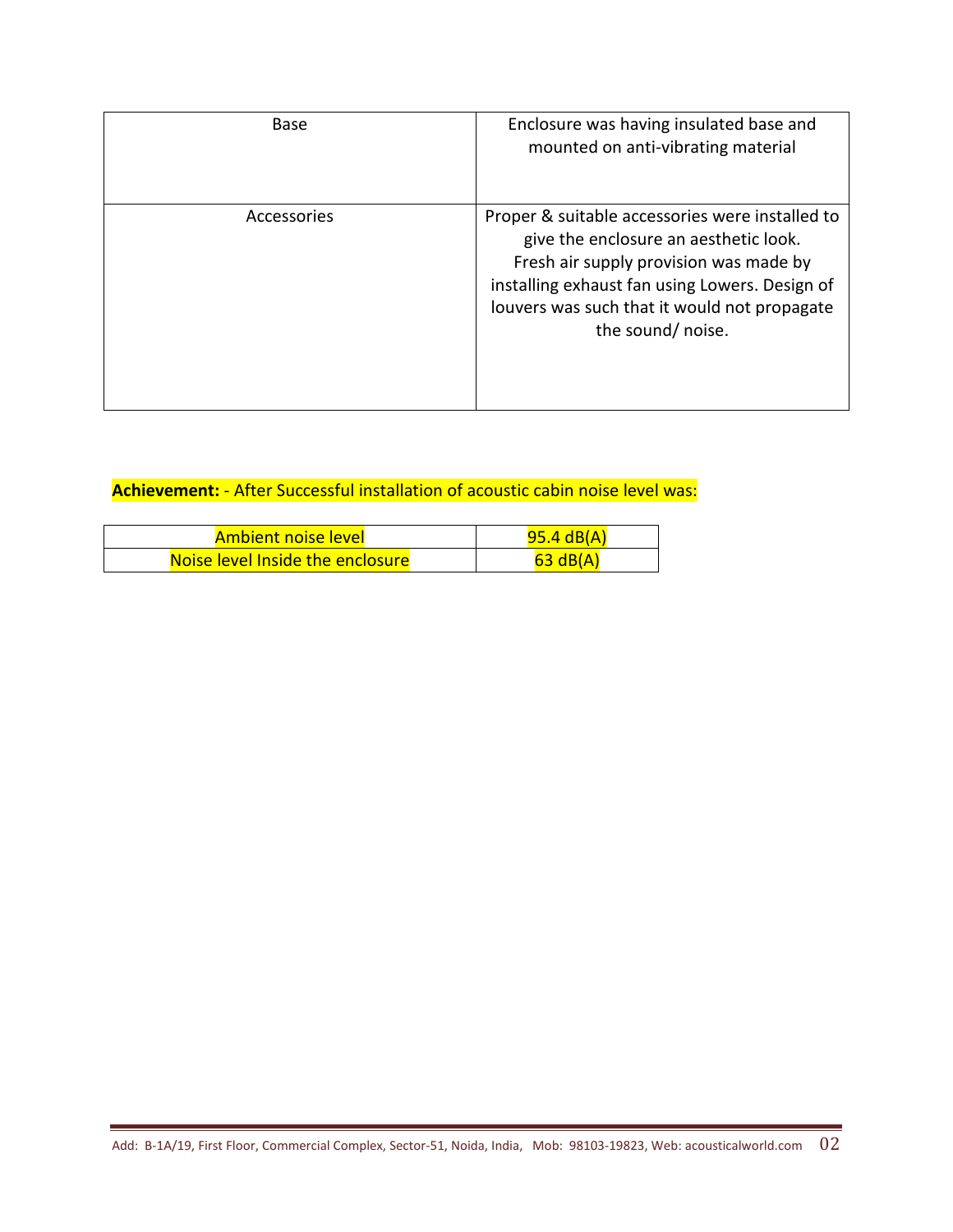| | |
|---|---|
| Base | Enclosure was having insulated base and mounted on anti-vibrating material |
| Accessories | Proper & suitable accessories were installed to give the enclosure an aesthetic look. Fresh air supply provision was made by installing exhaust fan using Lowers. Design of louvers was such that it would not propagate the sound/ noise. |

**Achievement:** - After Successful installation of acoustic cabin noise level was:

| | |
|---|---|
| Ambient noise level | 95.4 dB(A) |
| Noise level Inside the enclosure | 63 dB(A) |

Add: B-1A/19, First Floor, Commercial Complex, Sector-51, Noida, India, Mob: 98103-19823, Web: acousticalworld.com